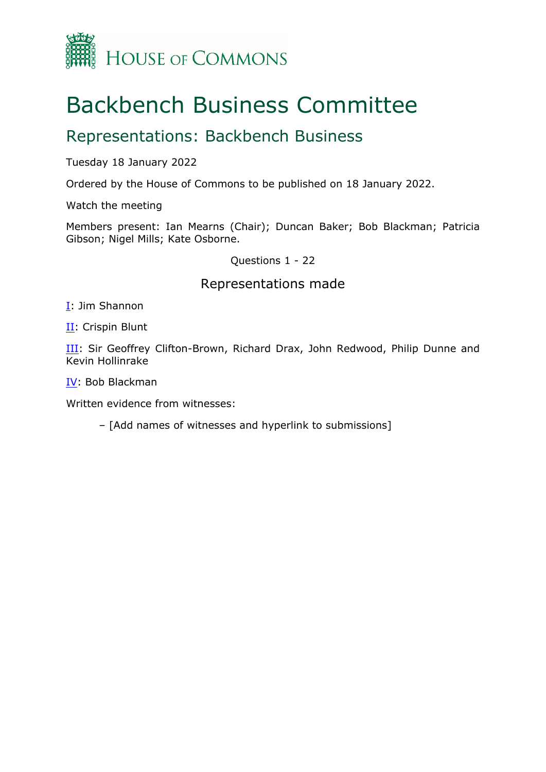House of Commons

# Backbench Business Committee

## Representations: Backbench Business

Tuesday 18 January 2022

Ordered by the House of Commons to be published on 18 January 2022.

Watch the meeting

Members present: Ian Mearns (Chair); Duncan Baker; Bob Blackman; Patricia Gibson; Nigel Mills; Kate Osborne.

Questions 1 - 22

### Representations made

I: Jim Shannon

II: Crispin Blunt

III: Sir Geoffrey Clifton-Brown, Richard Drax, John Redwood, Philip Dunne and Kevin Hollinrake

IV: Bob Blackman

Written evidence from witnesses:

– [Add names of witnesses and hyperlink to submissions]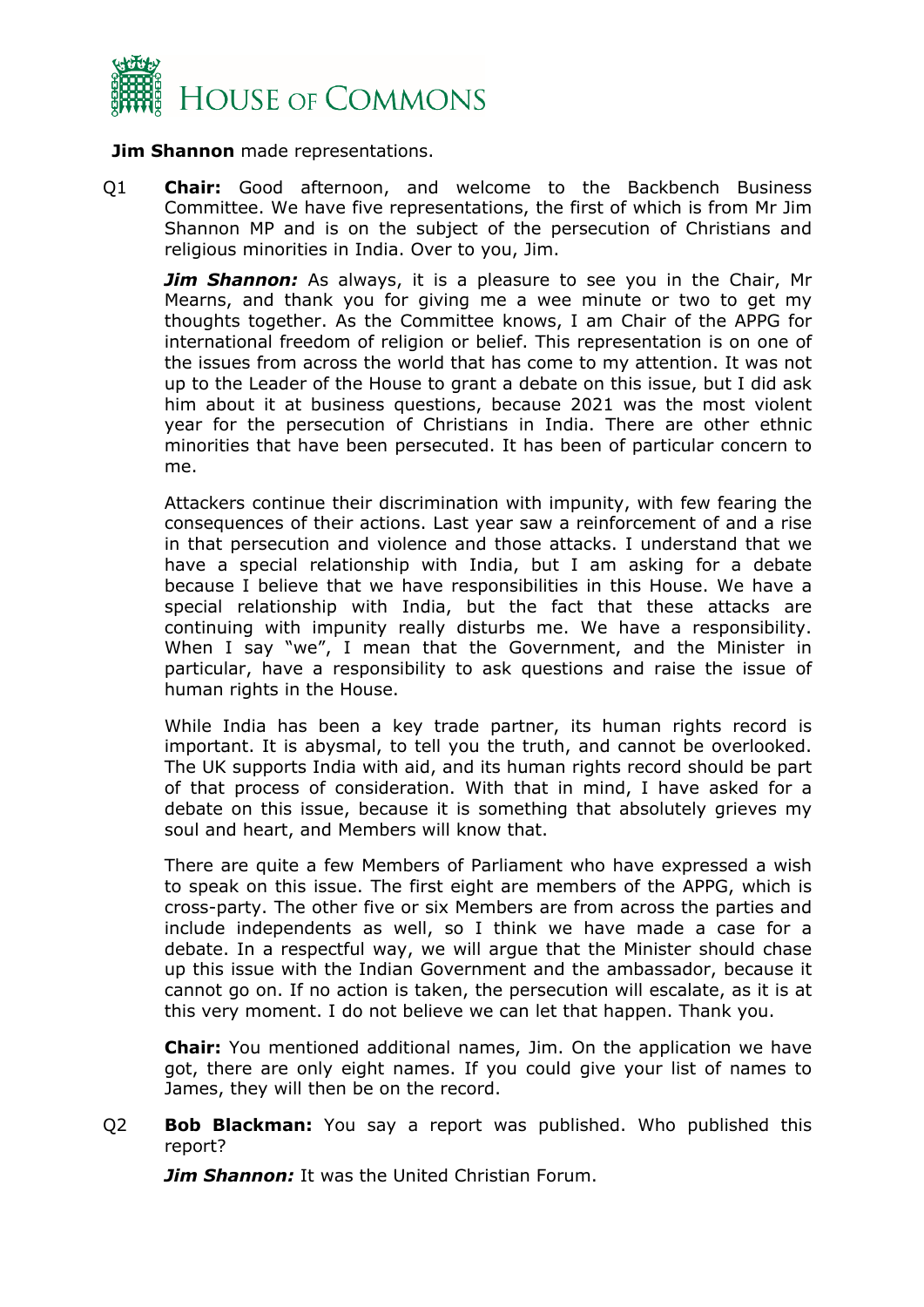**Jim Shannon** made representations.

Q1 **Chair:** Good afternoon, and welcome to the Backbench Business Committee. We have five representations, the first of which is from Mr Jim Shannon MP and is on the subject of the persecution of Christians and religious minorities in India. Over to you, Jim.

***Jim Shannon:*** As always, it is a pleasure to see you in the Chair, Mr Mearns, and thank you for giving me a wee minute or two to get my thoughts together. As the Committee knows, I am Chair of the APPG for international freedom of religion or belief. This representation is on one of the issues from across the world that has come to my attention. It was not up to the Leader of the House to grant a debate on this issue, but I did ask him about it at business questions, because 2021 was the most violent year for the persecution of Christians in India. There are other ethnic minorities that have been persecuted. It has been of particular concern to me.

Attackers continue their discrimination with impunity, with few fearing the consequences of their actions. Last year saw a reinforcement of and a rise in that persecution and violence and those attacks. I understand that we have a special relationship with India, but I am asking for a debate because I believe that we have responsibilities in this House. We have a special relationship with India, but the fact that these attacks are continuing with impunity really disturbs me. We have a responsibility. When I say "we", I mean that the Government, and the Minister in particular, have a responsibility to ask questions and raise the issue of human rights in the House.

While India has been a key trade partner, its human rights record is important. It is abysmal, to tell you the truth, and cannot be overlooked. The UK supports India with aid, and its human rights record should be part of that process of consideration. With that in mind, I have asked for a debate on this issue, because it is something that absolutely grieves my soul and heart, and Members will know that.

There are quite a few Members of Parliament who have expressed a wish to speak on this issue. The first eight are members of the APPG, which is cross-party. The other five or six Members are from across the parties and include independents as well, so I think we have made a case for a debate. In a respectful way, we will argue that the Minister should chase up this issue with the Indian Government and the ambassador, because it cannot go on. If no action is taken, the persecution will escalate, as it is at this very moment. I do not believe we can let that happen. Thank you.

**Chair:** You mentioned additional names, Jim. On the application we have got, there are only eight names. If you could give your list of names to James, they will then be on the record.

Q2 **Bob Blackman:** You say a report was published. Who published this report?

***Jim Shannon:*** It was the United Christian Forum.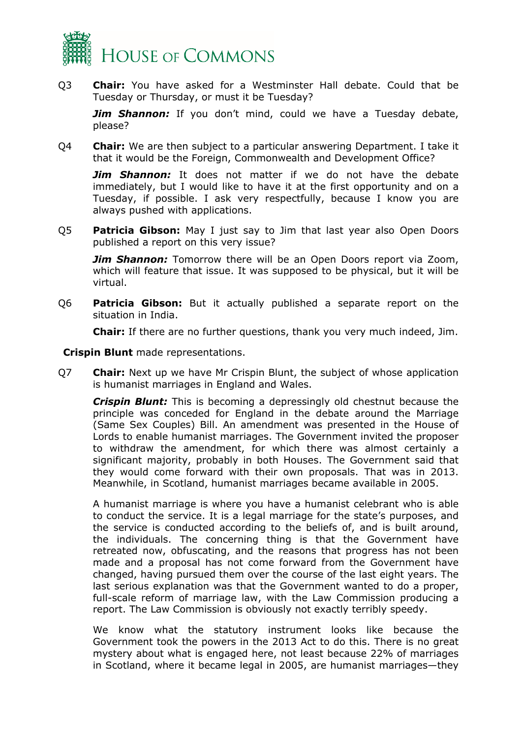Q3 **Chair:** You have asked for a Westminster Hall debate. Could that be Tuesday or Thursday, or must it be Tuesday?

***Jim Shannon:*** If you don't mind, could we have a Tuesday debate, please?

Q4 **Chair:** We are then subject to a particular answering Department. I take it that it would be the Foreign, Commonwealth and Development Office?

***Jim Shannon:*** It does not matter if we do not have the debate immediately, but I would like to have it at the first opportunity and on a Tuesday, if possible. I ask very respectfully, because I know you are always pushed with applications.

Q5 **Patricia Gibson:** May I just say to Jim that last year also Open Doors published a report on this very issue?

***Jim Shannon:*** Tomorrow there will be an Open Doors report via Zoom, which will feature that issue. It was supposed to be physical, but it will be virtual.

Q6 **Patricia Gibson:** But it actually published a separate report on the situation in India.

**Chair:** If there are no further questions, thank you very much indeed, Jim.

**Crispin Blunt** made representations.

Q7 **Chair:** Next up we have Mr Crispin Blunt, the subject of whose application is humanist marriages in England and Wales.

***Crispin Blunt:*** This is becoming a depressingly old chestnut because the principle was conceded for England in the debate around the Marriage (Same Sex Couples) Bill. An amendment was presented in the House of Lords to enable humanist marriages. The Government invited the proposer to withdraw the amendment, for which there was almost certainly a significant majority, probably in both Houses. The Government said that they would come forward with their own proposals. That was in 2013. Meanwhile, in Scotland, humanist marriages became available in 2005.

A humanist marriage is where you have a humanist celebrant who is able to conduct the service. It is a legal marriage for the state's purposes, and the service is conducted according to the beliefs of, and is built around, the individuals. The concerning thing is that the Government have retreated now, obfuscating, and the reasons that progress has not been made and a proposal has not come forward from the Government have changed, having pursued them over the course of the last eight years. The last serious explanation was that the Government wanted to do a proper, full-scale reform of marriage law, with the Law Commission producing a report. The Law Commission is obviously not exactly terribly speedy.

We know what the statutory instrument looks like because the Government took the powers in the 2013 Act to do this. There is no great mystery about what is engaged here, not least because 22% of marriages in Scotland, where it became legal in 2005, are humanist marriages—they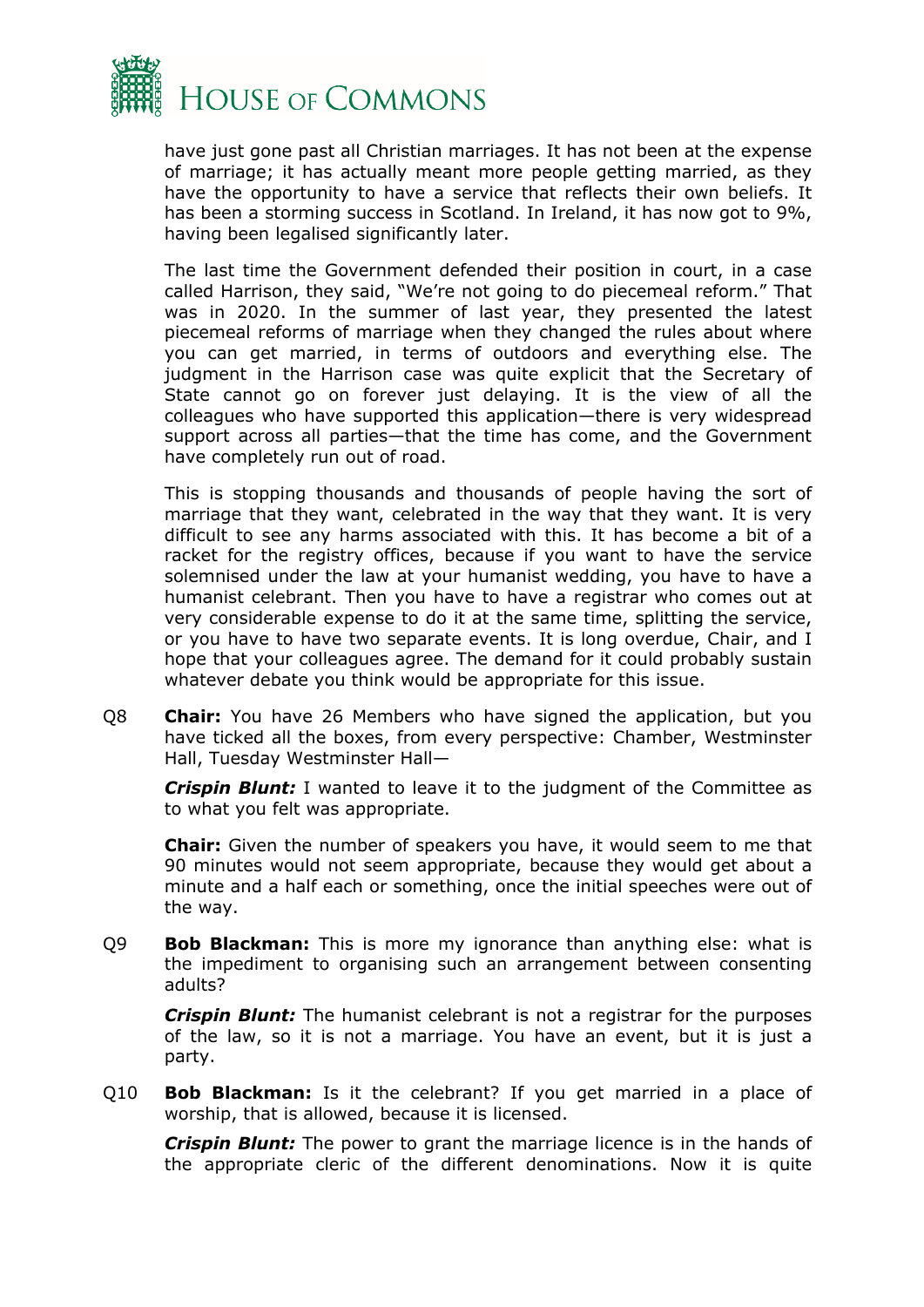have just gone past all Christian marriages. It has not been at the expense of marriage; it has actually meant more people getting married, as they have the opportunity to have a service that reflects their own beliefs. It has been a storming success in Scotland. In Ireland, it has now got to 9%, having been legalised significantly later.

The last time the Government defended their position in court, in a case called Harrison, they said, "We're not going to do piecemeal reform." That was in 2020. In the summer of last year, they presented the latest piecemeal reforms of marriage when they changed the rules about where you can get married, in terms of outdoors and everything else. The judgment in the Harrison case was quite explicit that the Secretary of State cannot go on forever just delaying. It is the view of all the colleagues who have supported this application—there is very widespread support across all parties—that the time has come, and the Government have completely run out of road.

This is stopping thousands and thousands of people having the sort of marriage that they want, celebrated in the way that they want. It is very difficult to see any harms associated with this. It has become a bit of a racket for the registry offices, because if you want to have the service solemnised under the law at your humanist wedding, you have to have a humanist celebrant. Then you have to have a registrar who comes out at very considerable expense to do it at the same time, splitting the service, or you have to have two separate events. It is long overdue, Chair, and I hope that your colleagues agree. The demand for it could probably sustain whatever debate you think would be appropriate for this issue.

Q8 **Chair:** You have 26 Members who have signed the application, but you have ticked all the boxes, from every perspective: Chamber, Westminster Hall, Tuesday Westminster Hall—

***Crispin Blunt:*** I wanted to leave it to the judgment of the Committee as to what you felt was appropriate.

**Chair:** Given the number of speakers you have, it would seem to me that 90 minutes would not seem appropriate, because they would get about a minute and a half each or something, once the initial speeches were out of the way.

Q9 **Bob Blackman:** This is more my ignorance than anything else: what is the impediment to organising such an arrangement between consenting adults?

***Crispin Blunt:*** The humanist celebrant is not a registrar for the purposes of the law, so it is not a marriage. You have an event, but it is just a party.

Q10 **Bob Blackman:** Is it the celebrant? If you get married in a place of worship, that is allowed, because it is licensed.

***Crispin Blunt:*** The power to grant the marriage licence is in the hands of the appropriate cleric of the different denominations. Now it is quite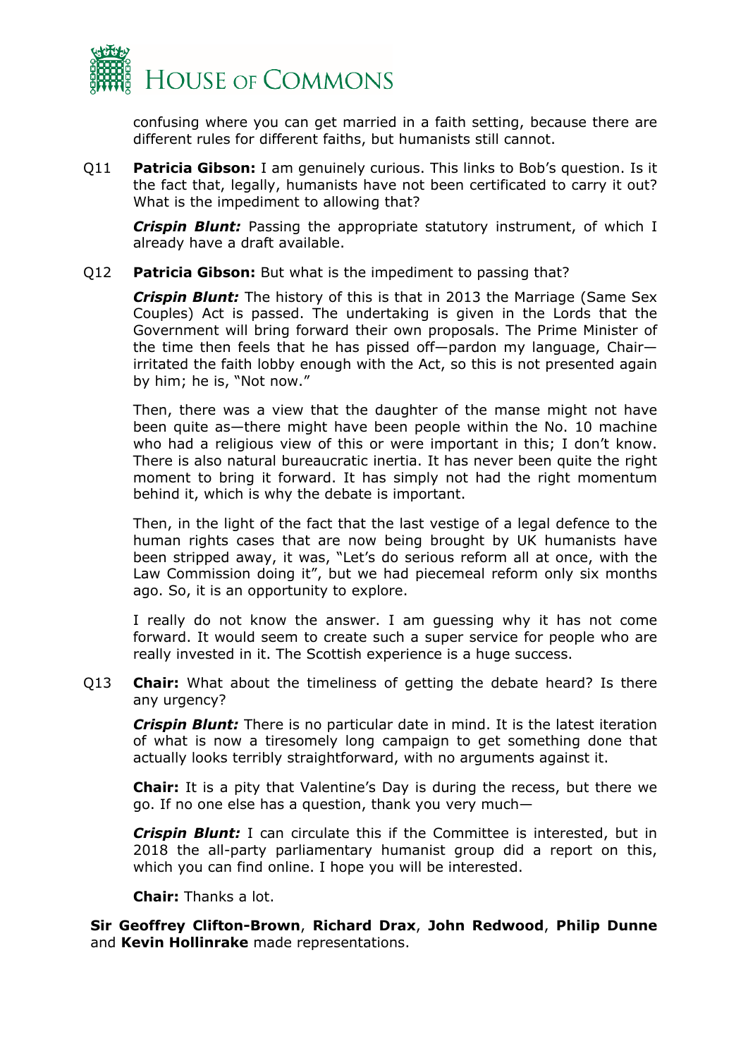confusing where you can get married in a faith setting, because there are different rules for different faiths, but humanists still cannot.

Q11 **Patricia Gibson:** I am genuinely curious. This links to Bob's question. Is it the fact that, legally, humanists have not been certificated to carry it out? What is the impediment to allowing that?

***Crispin Blunt:*** Passing the appropriate statutory instrument, of which I already have a draft available.

Q12 **Patricia Gibson:** But what is the impediment to passing that?

***Crispin Blunt:*** The history of this is that in 2013 the Marriage (Same Sex Couples) Act is passed. The undertaking is given in the Lords that the Government will bring forward their own proposals. The Prime Minister of the time then feels that he has pissed off—pardon my language, Chair—irritated the faith lobby enough with the Act, so this is not presented again by him; he is, "Not now."

Then, there was a view that the daughter of the manse might not have been quite as—there might have been people within the No. 10 machine who had a religious view of this or were important in this; I don't know. There is also natural bureaucratic inertia. It has never been quite the right moment to bring it forward. It has simply not had the right momentum behind it, which is why the debate is important.

Then, in the light of the fact that the last vestige of a legal defence to the human rights cases that are now being brought by UK humanists have been stripped away, it was, "Let's do serious reform all at once, with the Law Commission doing it", but we had piecemeal reform only six months ago. So, it is an opportunity to explore.

I really do not know the answer. I am guessing why it has not come forward. It would seem to create such a super service for people who are really invested in it. The Scottish experience is a huge success.

Q13 **Chair:** What about the timeliness of getting the debate heard? Is there any urgency?

***Crispin Blunt:*** There is no particular date in mind. It is the latest iteration of what is now a tiresomely long campaign to get something done that actually looks terribly straightforward, with no arguments against it.

**Chair:** It is a pity that Valentine's Day is during the recess, but there we go. If no one else has a question, thank you very much—

***Crispin Blunt:*** I can circulate this if the Committee is interested, but in 2018 the all-party parliamentary humanist group did a report on this, which you can find online. I hope you will be interested.

**Chair:** Thanks a lot.

**Sir Geoffrey Clifton-Brown**, **Richard Drax**, **John Redwood**, **Philip Dunne** and **Kevin Hollinrake** made representations.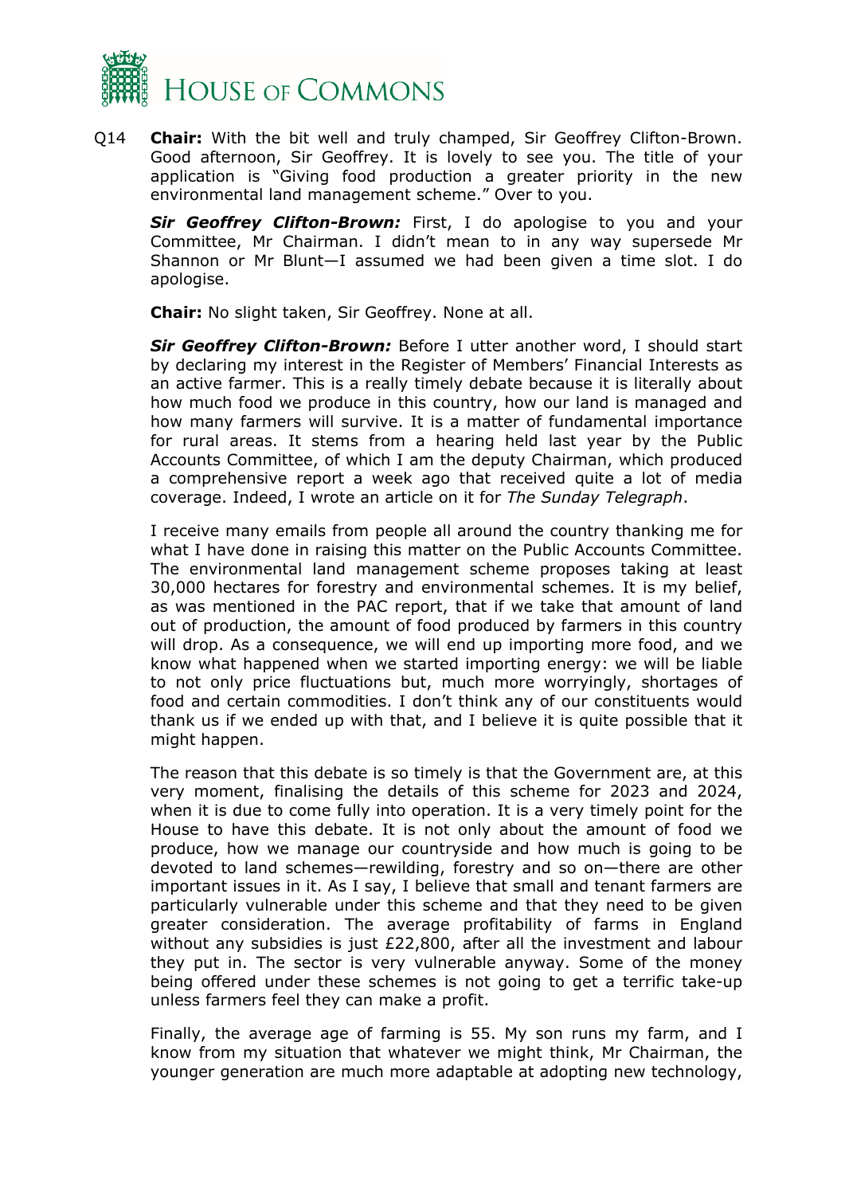Q14 **Chair:** With the bit well and truly champed, Sir Geoffrey Clifton-Brown. Good afternoon, Sir Geoffrey. It is lovely to see you. The title of your application is "Giving food production a greater priority in the new environmental land management scheme." Over to you.

***Sir Geoffrey Clifton-Brown:*** First, I do apologise to you and your Committee, Mr Chairman. I didn't mean to in any way supersede Mr Shannon or Mr Blunt—I assumed we had been given a time slot. I do apologise.

**Chair:** No slight taken, Sir Geoffrey. None at all.

***Sir Geoffrey Clifton-Brown:*** Before I utter another word, I should start by declaring my interest in the Register of Members' Financial Interests as an active farmer. This is a really timely debate because it is literally about how much food we produce in this country, how our land is managed and how many farmers will survive. It is a matter of fundamental importance for rural areas. It stems from a hearing held last year by the Public Accounts Committee, of which I am the deputy Chairman, which produced a comprehensive report a week ago that received quite a lot of media coverage. Indeed, I wrote an article on it for *The Sunday Telegraph*.

I receive many emails from people all around the country thanking me for what I have done in raising this matter on the Public Accounts Committee. The environmental land management scheme proposes taking at least 30,000 hectares for forestry and environmental schemes. It is my belief, as was mentioned in the PAC report, that if we take that amount of land out of production, the amount of food produced by farmers in this country will drop. As a consequence, we will end up importing more food, and we know what happened when we started importing energy: we will be liable to not only price fluctuations but, much more worryingly, shortages of food and certain commodities. I don't think any of our constituents would thank us if we ended up with that, and I believe it is quite possible that it might happen.

The reason that this debate is so timely is that the Government are, at this very moment, finalising the details of this scheme for 2023 and 2024, when it is due to come fully into operation. It is a very timely point for the House to have this debate. It is not only about the amount of food we produce, how we manage our countryside and how much is going to be devoted to land schemes—rewilding, forestry and so on—there are other important issues in it. As I say, I believe that small and tenant farmers are particularly vulnerable under this scheme and that they need to be given greater consideration. The average profitability of farms in England without any subsidies is just £22,800, after all the investment and labour they put in. The sector is very vulnerable anyway. Some of the money being offered under these schemes is not going to get a terrific take-up unless farmers feel they can make a profit.

Finally, the average age of farming is 55. My son runs my farm, and I know from my situation that whatever we might think, Mr Chairman, the younger generation are much more adaptable at adopting new technology,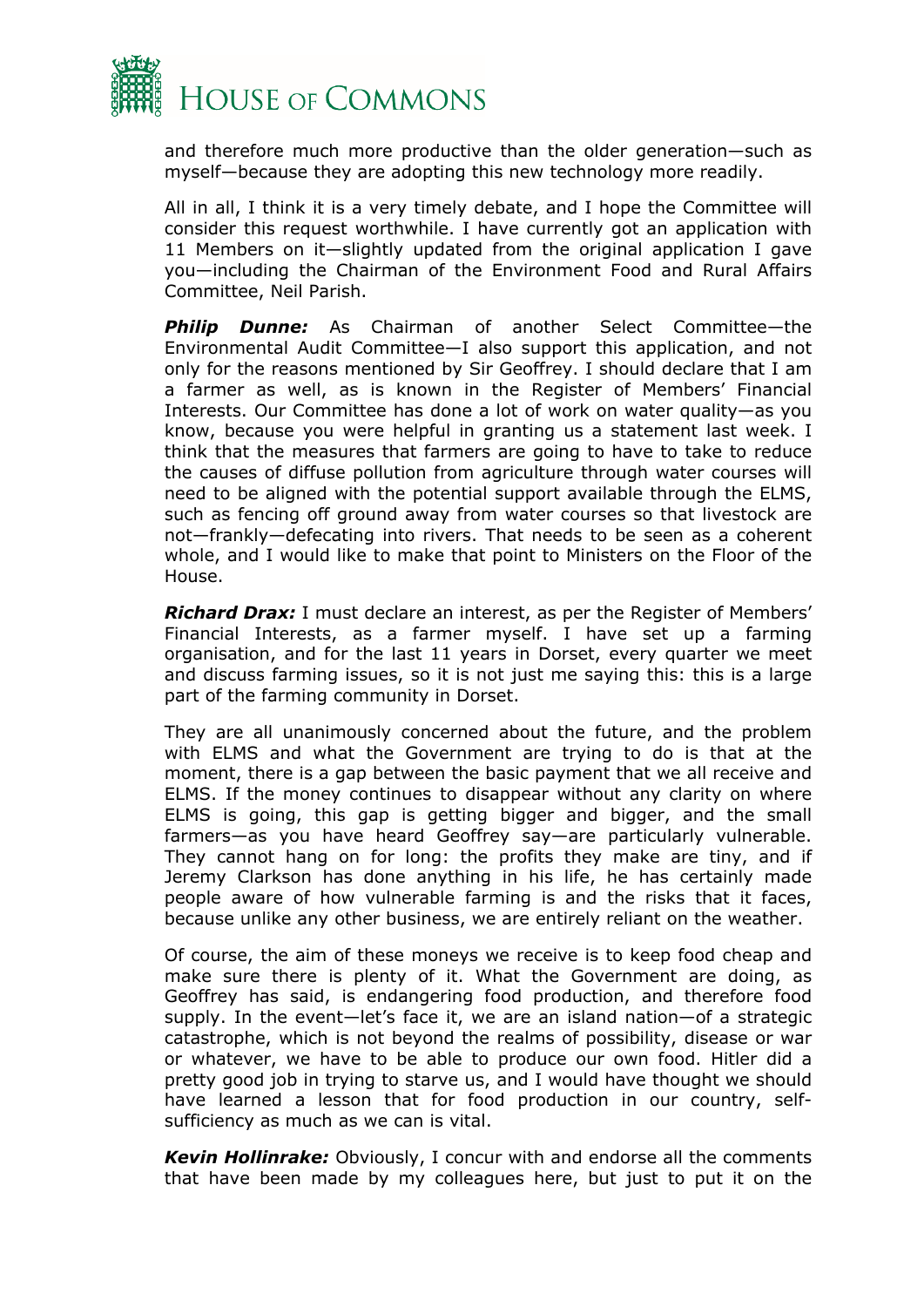and therefore much more productive than the older generation—such as myself—because they are adopting this new technology more readily.

All in all, I think it is a very timely debate, and I hope the Committee will consider this request worthwhile. I have currently got an application with 11 Members on it—slightly updated from the original application I gave you—including the Chairman of the Environment Food and Rural Affairs Committee, Neil Parish.

***Philip Dunne:*** As Chairman of another Select Committee—the Environmental Audit Committee—I also support this application, and not only for the reasons mentioned by Sir Geoffrey. I should declare that I am a farmer as well, as is known in the Register of Members' Financial Interests. Our Committee has done a lot of work on water quality—as you know, because you were helpful in granting us a statement last week. I think that the measures that farmers are going to have to take to reduce the causes of diffuse pollution from agriculture through water courses will need to be aligned with the potential support available through the ELMS, such as fencing off ground away from water courses so that livestock are not—frankly—defecating into rivers. That needs to be seen as a coherent whole, and I would like to make that point to Ministers on the Floor of the House.

***Richard Drax:*** I must declare an interest, as per the Register of Members' Financial Interests, as a farmer myself. I have set up a farming organisation, and for the last 11 years in Dorset, every quarter we meet and discuss farming issues, so it is not just me saying this: this is a large part of the farming community in Dorset.

They are all unanimously concerned about the future, and the problem with ELMS and what the Government are trying to do is that at the moment, there is a gap between the basic payment that we all receive and ELMS. If the money continues to disappear without any clarity on where ELMS is going, this gap is getting bigger and bigger, and the small farmers—as you have heard Geoffrey say—are particularly vulnerable. They cannot hang on for long: the profits they make are tiny, and if Jeremy Clarkson has done anything in his life, he has certainly made people aware of how vulnerable farming is and the risks that it faces, because unlike any other business, we are entirely reliant on the weather.

Of course, the aim of these moneys we receive is to keep food cheap and make sure there is plenty of it. What the Government are doing, as Geoffrey has said, is endangering food production, and therefore food supply. In the event—let's face it, we are an island nation—of a strategic catastrophe, which is not beyond the realms of possibility, disease or war or whatever, we have to be able to produce our own food. Hitler did a pretty good job in trying to starve us, and I would have thought we should have learned a lesson that for food production in our country, self-sufficiency as much as we can is vital.

***Kevin Hollinrake:*** Obviously, I concur with and endorse all the comments that have been made by my colleagues here, but just to put it on the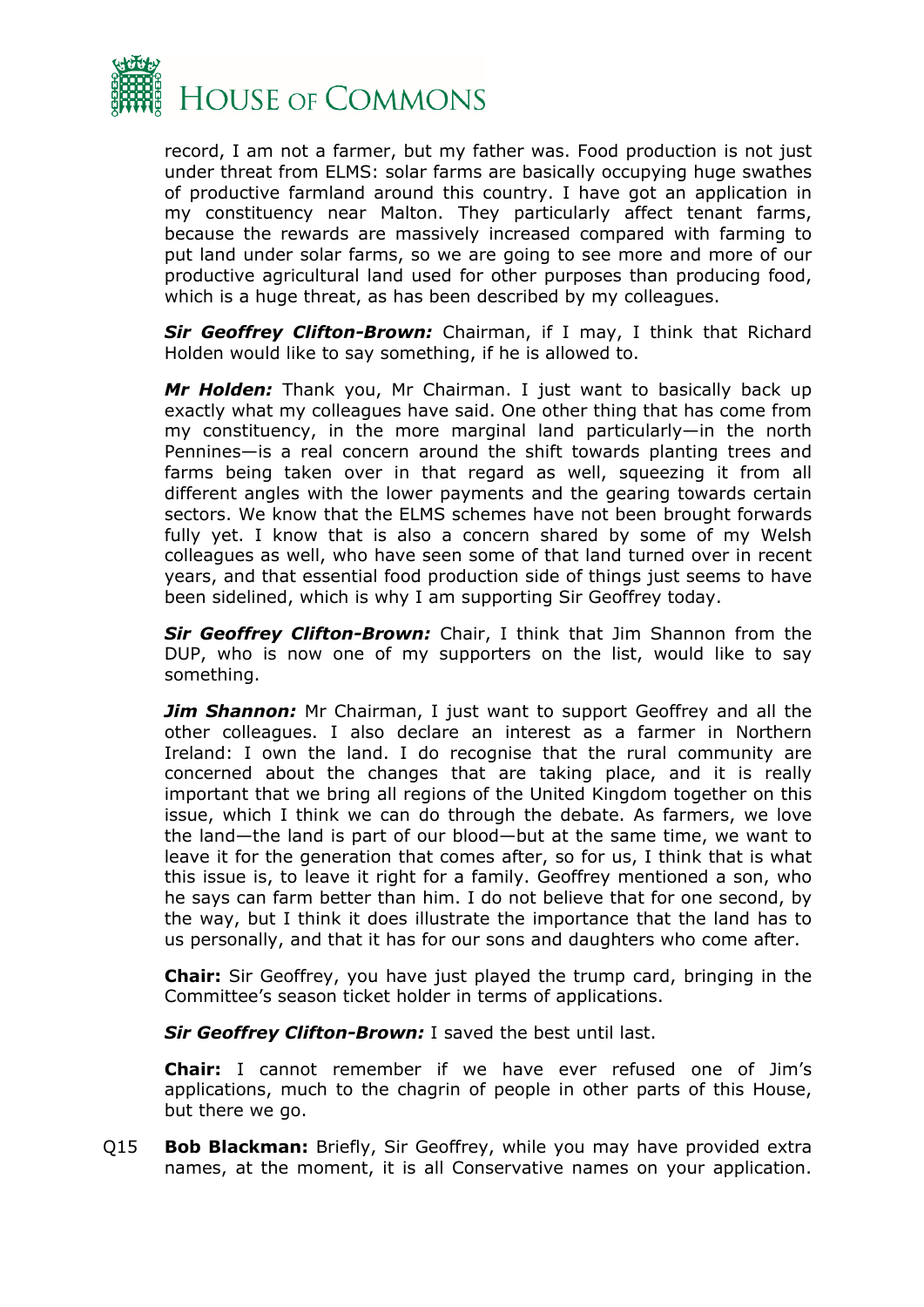record, I am not a farmer, but my father was. Food production is not just under threat from ELMS: solar farms are basically occupying huge swathes of productive farmland around this country. I have got an application in my constituency near Malton. They particularly affect tenant farms, because the rewards are massively increased compared with farming to put land under solar farms, so we are going to see more and more of our productive agricultural land used for other purposes than producing food, which is a huge threat, as has been described by my colleagues.

***Sir Geoffrey Clifton-Brown:*** Chairman, if I may, I think that Richard Holden would like to say something, if he is allowed to.

***Mr Holden:*** Thank you, Mr Chairman. I just want to basically back up exactly what my colleagues have said. One other thing that has come from my constituency, in the more marginal land particularly—in the north Pennines—is a real concern around the shift towards planting trees and farms being taken over in that regard as well, squeezing it from all different angles with the lower payments and the gearing towards certain sectors. We know that the ELMS schemes have not been brought forwards fully yet. I know that is also a concern shared by some of my Welsh colleagues as well, who have seen some of that land turned over in recent years, and that essential food production side of things just seems to have been sidelined, which is why I am supporting Sir Geoffrey today.

***Sir Geoffrey Clifton-Brown:*** Chair, I think that Jim Shannon from the DUP, who is now one of my supporters on the list, would like to say something.

***Jim Shannon:*** Mr Chairman, I just want to support Geoffrey and all the other colleagues. I also declare an interest as a farmer in Northern Ireland: I own the land. I do recognise that the rural community are concerned about the changes that are taking place, and it is really important that we bring all regions of the United Kingdom together on this issue, which I think we can do through the debate. As farmers, we love the land—the land is part of our blood—but at the same time, we want to leave it for the generation that comes after, so for us, I think that is what this issue is, to leave it right for a family. Geoffrey mentioned a son, who he says can farm better than him. I do not believe that for one second, by the way, but I think it does illustrate the importance that the land has to us personally, and that it has for our sons and daughters who come after.

**Chair:** Sir Geoffrey, you have just played the trump card, bringing in the Committee's season ticket holder in terms of applications.

***Sir Geoffrey Clifton-Brown:*** I saved the best until last.

**Chair:** I cannot remember if we have ever refused one of Jim's applications, much to the chagrin of people in other parts of this House, but there we go.

Q15 **Bob Blackman:** Briefly, Sir Geoffrey, while you may have provided extra names, at the moment, it is all Conservative names on your application.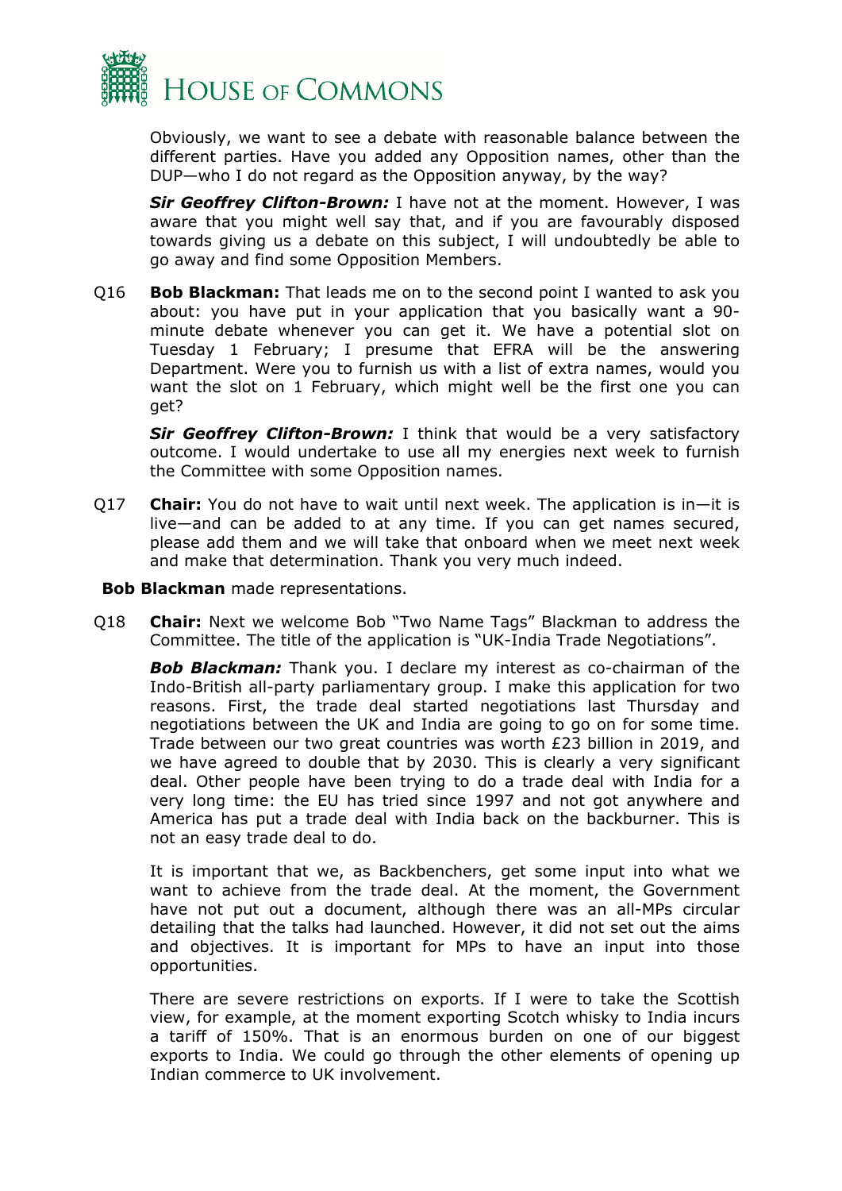Obviously, we want to see a debate with reasonable balance between the different parties. Have you added any Opposition names, other than the DUP—who I do not regard as the Opposition anyway, by the way?

***Sir Geoffrey Clifton-Brown:*** I have not at the moment. However, I was aware that you might well say that, and if you are favourably disposed towards giving us a debate on this subject, I will undoubtedly be able to go away and find some Opposition Members.

Q16 **Bob Blackman:** That leads me on to the second point I wanted to ask you about: you have put in your application that you basically want a 90-minute debate whenever you can get it. We have a potential slot on Tuesday 1 February; I presume that EFRA will be the answering Department. Were you to furnish us with a list of extra names, would you want the slot on 1 February, which might well be the first one you can get?

***Sir Geoffrey Clifton-Brown:*** I think that would be a very satisfactory outcome. I would undertake to use all my energies next week to furnish the Committee with some Opposition names.

Q17 **Chair:** You do not have to wait until next week. The application is in—it is live—and can be added to at any time. If you can get names secured, please add them and we will take that onboard when we meet next week and make that determination. Thank you very much indeed.

**Bob Blackman** made representations.

Q18 **Chair:** Next we welcome Bob "Two Name Tags" Blackman to address the Committee. The title of the application is "UK-India Trade Negotiations".

***Bob Blackman:*** Thank you. I declare my interest as co-chairman of the Indo-British all-party parliamentary group. I make this application for two reasons. First, the trade deal started negotiations last Thursday and negotiations between the UK and India are going to go on for some time. Trade between our two great countries was worth £23 billion in 2019, and we have agreed to double that by 2030. This is clearly a very significant deal. Other people have been trying to do a trade deal with India for a very long time: the EU has tried since 1997 and not got anywhere and America has put a trade deal with India back on the backburner. This is not an easy trade deal to do.

It is important that we, as Backbenchers, get some input into what we want to achieve from the trade deal. At the moment, the Government have not put out a document, although there was an all-MPs circular detailing that the talks had launched. However, it did not set out the aims and objectives. It is important for MPs to have an input into those opportunities.

There are severe restrictions on exports. If I were to take the Scottish view, for example, at the moment exporting Scotch whisky to India incurs a tariff of 150%. That is an enormous burden on one of our biggest exports to India. We could go through the other elements of opening up Indian commerce to UK involvement.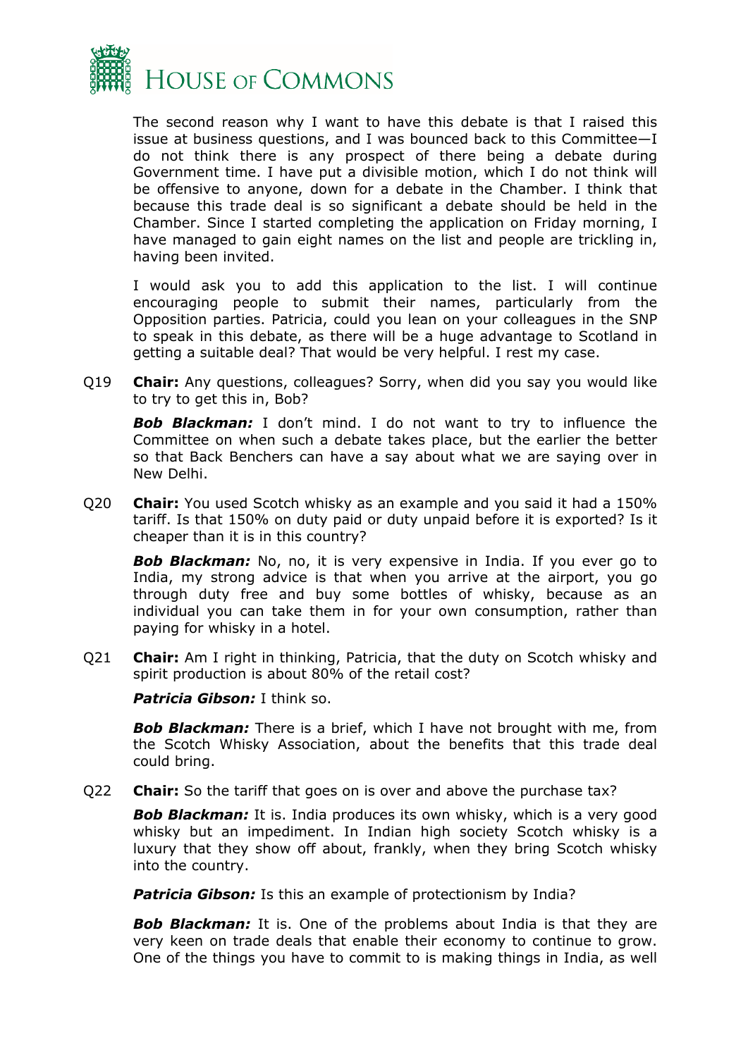The second reason why I want to have this debate is that I raised this issue at business questions, and I was bounced back to this Committee—I do not think there is any prospect of there being a debate during Government time. I have put a divisible motion, which I do not think will be offensive to anyone, down for a debate in the Chamber. I think that because this trade deal is so significant a debate should be held in the Chamber. Since I started completing the application on Friday morning, I have managed to gain eight names on the list and people are trickling in, having been invited.

I would ask you to add this application to the list. I will continue encouraging people to submit their names, particularly from the Opposition parties. Patricia, could you lean on your colleagues in the SNP to speak in this debate, as there will be a huge advantage to Scotland in getting a suitable deal? That would be very helpful. I rest my case.

Q19 **Chair:** Any questions, colleagues? Sorry, when did you say you would like to try to get this in, Bob?

***Bob Blackman:*** I don't mind. I do not want to try to influence the Committee on when such a debate takes place, but the earlier the better so that Back Benchers can have a say about what we are saying over in New Delhi.

Q20 **Chair:** You used Scotch whisky as an example and you said it had a 150% tariff. Is that 150% on duty paid or duty unpaid before it is exported? Is it cheaper than it is in this country?

***Bob Blackman:*** No, no, it is very expensive in India. If you ever go to India, my strong advice is that when you arrive at the airport, you go through duty free and buy some bottles of whisky, because as an individual you can take them in for your own consumption, rather than paying for whisky in a hotel.

Q21 **Chair:** Am I right in thinking, Patricia, that the duty on Scotch whisky and spirit production is about 80% of the retail cost?

***Patricia Gibson:*** I think so.

***Bob Blackman:*** There is a brief, which I have not brought with me, from the Scotch Whisky Association, about the benefits that this trade deal could bring.

Q22 **Chair:** So the tariff that goes on is over and above the purchase tax?

***Bob Blackman:*** It is. India produces its own whisky, which is a very good whisky but an impediment. In Indian high society Scotch whisky is a luxury that they show off about, frankly, when they bring Scotch whisky into the country.

***Patricia Gibson:*** Is this an example of protectionism by India?

***Bob Blackman:*** It is. One of the problems about India is that they are very keen on trade deals that enable their economy to continue to grow. One of the things you have to commit to is making things in India, as well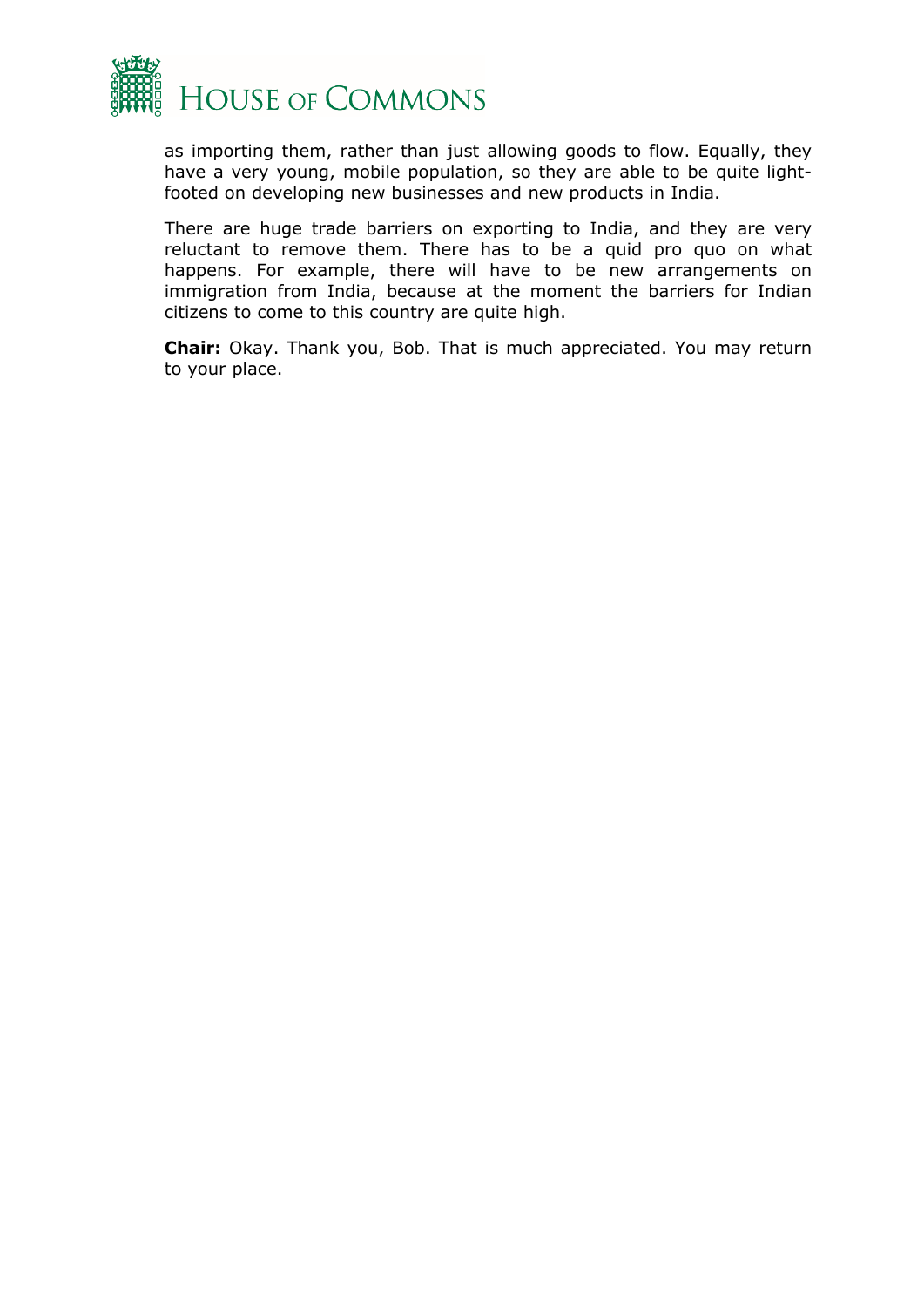as importing them, rather than just allowing goods to flow. Equally, they have a very young, mobile population, so they are able to be quite light-footed on developing new businesses and new products in India.

There are huge trade barriers on exporting to India, and they are very reluctant to remove them. There has to be a quid pro quo on what happens. For example, there will have to be new arrangements on immigration from India, because at the moment the barriers for Indian citizens to come to this country are quite high.

**Chair:** Okay. Thank you, Bob. That is much appreciated. You may return to your place.